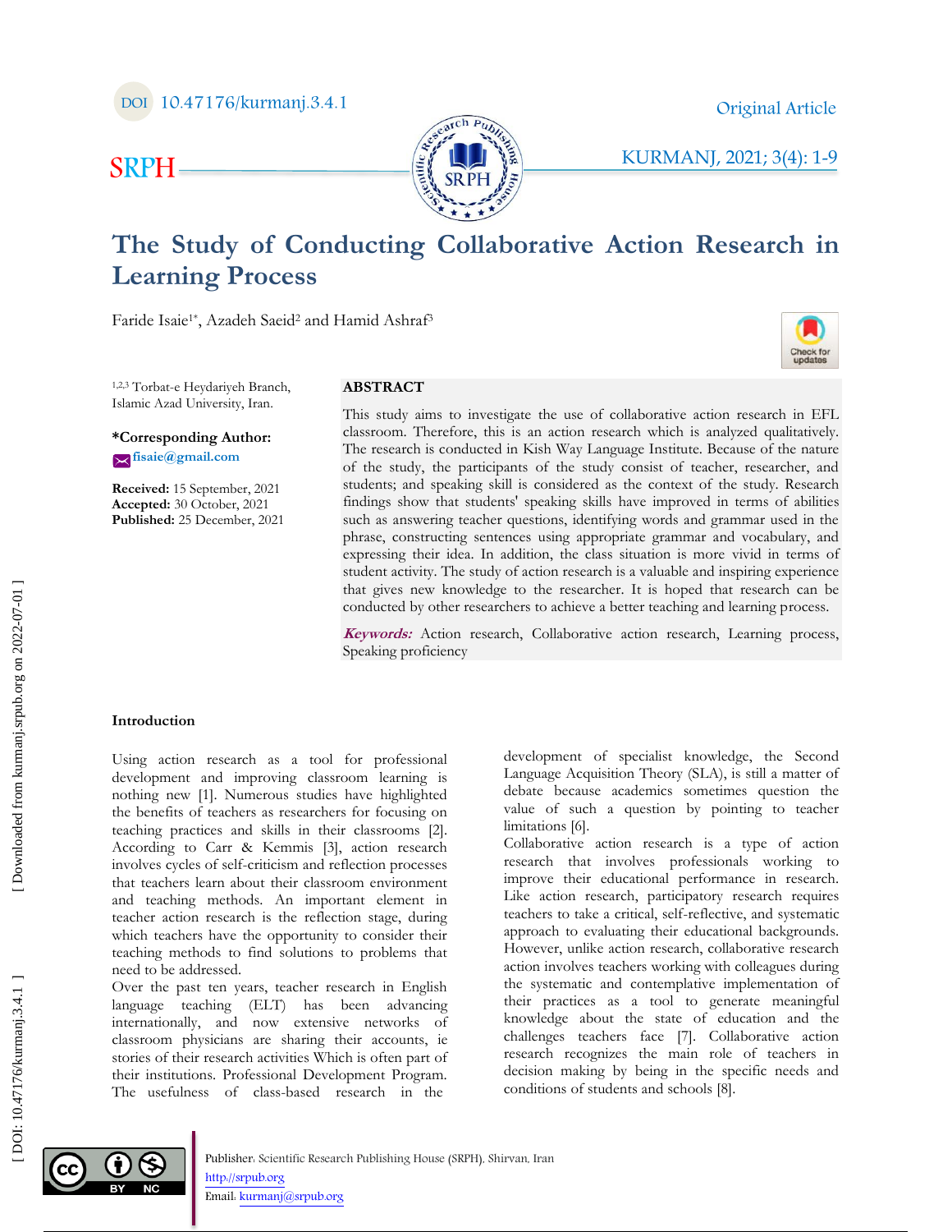DOI 10.47176/kurmanj.3.4.1

Original Article

# The Study of Conducting Collaborative Action Research in Learning Process

Faride Isaie[1*], Azadeh Saeid[2] and Hamid Ashraf[3]

[1,2,3] Torbat-e Heydariyeh Branch, Islamic Azad University, Iran.

**\*Corresponding Author:** fisaie@gmail.com

**Received:** 15 September, 2021
**Accepted:** 30 October, 2021
**Published:** 25 December, 2021

## ABSTRACT

This study aims to investigate the use of collaborative action research in EFL classroom. Therefore, this is an action research which is analyzed qualitatively. The research is conducted in Kish Way Language Institute. Because of the nature of the study, the participants of the such consist of teacher, researcher, and students; and speaking skill is considered as the context of the study. Research findings show that students' speaking skills have improved in terms of abilities such as answering teacher questions, identifying words and grammar used in the phrase, constructing sentences using appropriate grammar and vocabulary, and expressing their idea. In addition, the class situation is more vivid in terms of student activity. The study of action research is a valuable and inspiring experience that gives new knowledge to the researcher. It is hoped that research can be conducted by other researchers to achieve a better teaching and learning process.

***Keywords:*** Action research, Collaborative action research, Learning process, Speaking proficiency

## Introduction

Using action research as a tool for professional development and improving classroom learning is nothing new [1]. Numerous studies have highlighted the benefits of teachers as researchers for focusing on teaching practices and skills in their classrooms [2]. According to Carr & Kemmis [3], action research involves cycles of self-criticism and reflection processes that teachers learn about their classroom environment and teaching methods. An important element in teacher action research is the reflection stage, during which teachers have the opportunity to consider their teaching methods to find solutions to problems that need to be addressed.

Over the past ten years, teacher research in English language teaching (ELT) has been advancing internationally, and now extensive networks of classroom physicians are sharing their accounts, ie stories of their research activities Which is often part of their institutions. Professional Development Program. The usefulness of class-based research in the development of specialist knowledge, the Second Language Acquisition Theory (SLA), is still a matter of debate because academics sometimes question the value of such a question by pointing to teacher limitations [6].

Collaborative action research is a type of action research that involves professionals working to improve their educational performance in research. Like action research, participatory research requires teachers to take a critical, self-reflective, and systematic approach to evaluating their educational backgrounds. However, unlike action research, collaborative research action involves teachers working with colleagues during the systematic and contemplative implementation of their practices as a tool to generate meaningful knowledge about the state of education and the challenges teachers face [7]. Collaborative action research recognizes the main role of teachers in decision making by being in the specific needs and conditions of students and schools [8].

Publisher: Scientific Research Publishing House (SRPH), Shirvan, Iran
http://srpub.org
Email: kurmanj@srpub.org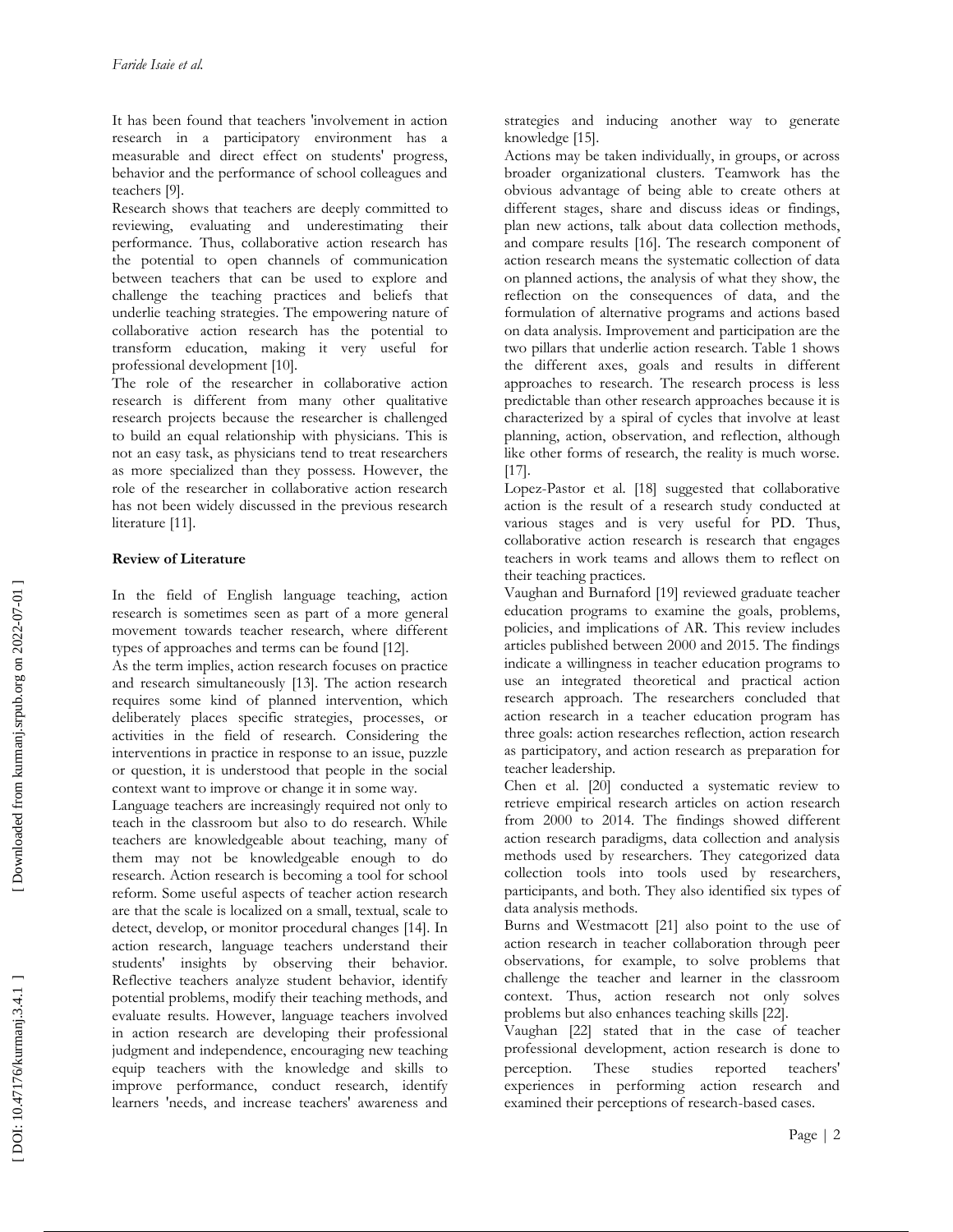It has been found that teachers 'involvement in action research in a participatory environment has a measurable and direct effect on students' progress, behavior and the performance of school colleagues and teachers [9].

Research shows that teachers are deeply committed to reviewing, evaluating and underestimating their performance. Thus, collaborative action research has the potential to open channels of communication between teachers that can be used to explore and challenge the teaching practices and beliefs that underlie teaching strategies. The empowering nature of collaborative action research has the potential to transform education, making it very useful for professional development [10].

The role of the researcher in collaborative action research is different from many other qualitative research projects because the researcher is challenged to build an equal relationship with physicians. This is not an easy task, as physicians tend to treat researchers as more specialized than they possess. However, the role of the researcher in collaborative action research has not been widely discussed in the previous research literature [11].

## Review of Literature

In the field of English language teaching, action research is sometimes seen as part of a more general movement towards teacher research, where different types of approaches and terms can be found [12].

As the term implies, action research focuses on practice and research simultaneously [13]. The action research requires some kind of planned intervention, which deliberately places specific strategies, processes, or activities in the field of research. Considering the interventions in practice in response to an issue, puzzle or question, it is understood that people in the social context want to improve or change it in some way.

Language teachers are increasingly required not only to teach in the classroom but also to do research. While teachers are knowledgeable about teaching, many of them may not be knowledgeable enough to do research. Action research is becoming a tool for school reform. Some useful aspects of teacher action research are that the scale is localized on a small, textual, scale to detect, develop, or monitor procedural changes [14]. In action research, language teachers understand their students' insights by observing their behavior. Reflective teachers analyze student behavior, identify potential problems, modify their teaching methods, and evaluate results. However, language teachers involved in action research are developing their professional judgment and independence, encouraging new teaching equip teachers with the knowledge and skills to improve performance, conduct research, identify learners 'needs, and increase teachers' awareness and strategies and inducing another way to generate knowledge [15].

Actions may be taken individually, in groups, or across broader organizational clusters. Teamwork has the obvious advantage of being able to create others at different stages, share and discuss ideas or findings, plan new actions, talk about data collection methods, and compare results [16]. The research component of action research means the systematic collection of data on planned actions, the analysis of what they show, the reflection on the consequences of data, and the formulation of alternative programs and actions based on data analysis. Improvement and participation are the two pillars that underlie action research. Table 1 shows the different axes, goals and results in different approaches to research. The research process is less predictable than other research approaches because it is characterized by a spiral of cycles that involve at least planning, action, observation, and reflection, although like other forms of research, the reality is much worse. [17].

Lopez-Pastor et al. [18] suggested that collaborative action is the result of a research study conducted at various stages and is very useful for PD. Thus, collaborative action research is research that engages teachers in work teams and allows them to reflect on their teaching practices.

Vaughan and Burnaford [19] reviewed graduate teacher education programs to examine the goals, problems, policies, and implications of AR. This review includes articles published between 2000 and 2015. The findings indicate a willingness in teacher education programs to use an integrated theoretical and practical action research approach. The researchers concluded that action research in a teacher education program has three goals: action researches reflection, action research as participatory, and action research as preparation for teacher leadership.

Chen et al. [20] conducted a systematic review to retrieve empirical research articles on action research from 2000 to 2014. The findings showed different action research paradigms, data collection and analysis methods used by researchers. They categorized data collection tools into tools used by researchers, participants, and both. They also identified six types of data analysis methods.

Burns and Westmacott [21] also point to the use of action research in teacher collaboration through peer observations, for example, to solve problems that challenge the teacher and learner in the classroom context. Thus, action research not only solves problems but also enhances teaching skills [22].

Vaughan [22] stated that in the case of teacher professional development, action research is done to perception. These studies reported teachers' experiences in performing action research and examined their perceptions of research-based cases.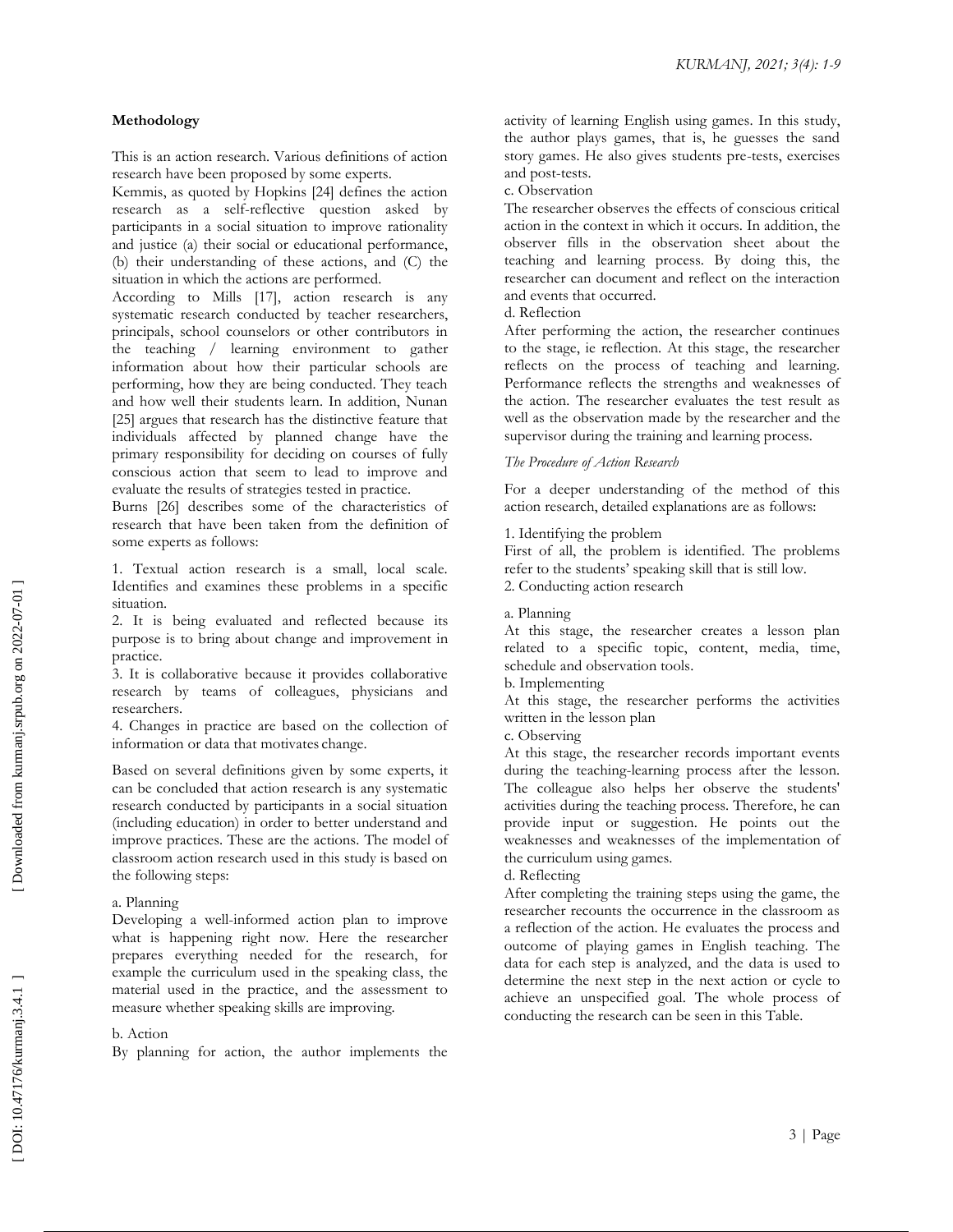## Methodology

This is an action research. Various definitions of action research have been proposed by some experts.

Kemmis, as quoted by Hopkins [24] defines the action research as a self-reflective question asked by participants in a social situation to improve rationality and justice (a) their social or educational performance, (b) their understanding of these actions, and (C) the situation in which the actions are performed.

According to Mills [17], action research is any systematic research conducted by teacher researchers, principals, school counselors or other contributors in the teaching / learning environment to gather information about how their particular schools are performing, how they are being conducted. They teach and how well their students learn. In addition, Nunan [25] argues that research has the distinctive feature that individuals affected by planned change have the primary responsibility for deciding on courses of fully conscious action that seem to lead to improve and evaluate the results of strategies tested in practice.

Burns [26] describes some of the characteristics of research that have been taken from the definition of some experts as follows:

1. Textual action research is a small, local scale. Identifies and examines these problems in a specific situation.
2. It is being evaluated and reflected because its purpose is to bring about change and improvement in practice.
3. It is collaborative because it provides collaborative research by teams of colleagues, physicians and researchers.
4. Changes in practice are based on the collection of information or data that motivates change.

Based on several definitions given by some experts, it can be concluded that action research is any systematic research conducted by participants in a social situation (including education) in order to better understand and improve practices. These are the actions. The model of classroom action research used in this study is based on the following steps:

a. Planning

Developing a well-informed action plan to improve what is happening right now. Here the researcher prepares everything needed for the research, for example the curriculum used in the speaking class, the material used in the practice, and the assessment to measure whether speaking skills are improving.

b. Action

By planning for action, the author implements the activity of learning English using games. In this study, the author plays games, that is, he guesses the sand story games. He also gives students pre-tests, exercises and post-tests.

c. Observation

The researcher observes the effects of conscious critical action in the context in which it occurs. In addition, the observer fills in the observation sheet about the teaching and learning process. By doing this, the researcher can document and reflect on the interaction and events that occurred.

d. Reflection

After performing the action, the researcher continues to the stage, ie reflection. At this stage, the researcher reflects on the process of teaching and learning. Performance reflects the strengths and weaknesses of the action. The researcher evaluates the test result as well as the observation made by the researcher and the supervisor during the training and learning process.

*The Procedure of Action Research*

For a deeper understanding of the method of this action research, detailed explanations are as follows:

1. Identifying the problem

First of all, the problem is identified. The problems refer to the students' speaking skill that is still low.

2. Conducting action research

a. Planning

At this stage, the researcher creates a lesson plan related to a specific topic, content, media, time, schedule and observation tools.

b. Implementing

At this stage, the researcher performs the activities written in the lesson plan

c. Observing

At this stage, the researcher records important events during the teaching-learning process after the lesson. The colleague also helps her observe the students' activities during the teaching process. Therefore, he can provide input or suggestion. He points out the weaknesses and weaknesses of the implementation of the curriculum using games.

d. Reflecting

After completing the training steps using the game, the researcher recounts the occurrence in the classroom as a reflection of the action. He evaluates the process and outcome of playing games in English teaching. The data for each step is analyzed, and the data is used to determine the next step in the next action or cycle to achieve an unspecified goal. The whole process of conducting the research can be seen in this Table.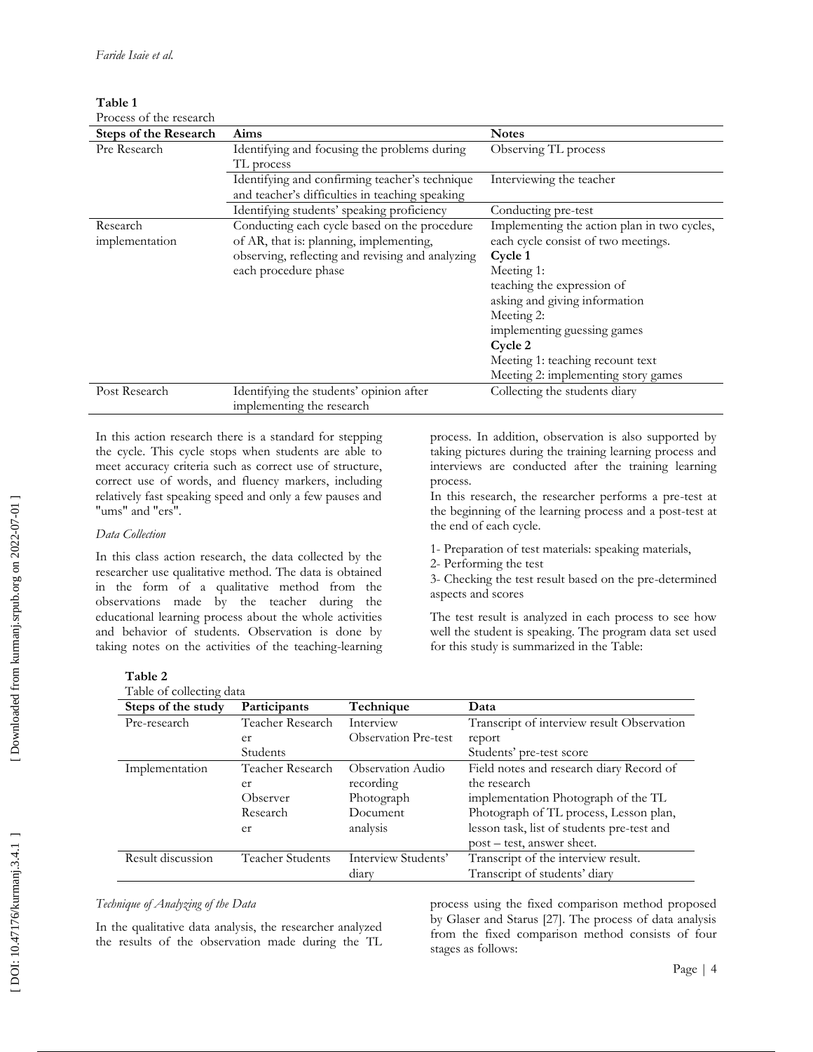**Table 1**
Process of the research

| Steps of the Research | Aims | Notes |
|---|---|---|
| Pre Research | Identifying and focusing the problems during TL process | Observing TL process |
| | Identifying and confirming teacher's technique and teacher's difficulties in teaching speaking | Interviewing the teacher |
| | Identifying students' speaking proficiency | Conducting pre-test |
| Research implementation | Conducting each cycle based on the procedure of AR, that is: planning, implementing, observing, reflecting and revising and analyzing each procedure phase | Implementing the action plan in two cycles, each cycle consist of two meetings. **Cycle 1** Meeting 1: teaching the expression of asking and giving information Meeting 2: implementing guessing games **Cycle 2** Meeting 1: teaching recount text Meeting 2: implementing story games |
| Post Research | Identifying the students' opinion after implementing the research | Collecting the students diary |

In this action research there is a standard for stepping the cycle. This cycle stops when students are able to meet accuracy criteria such as correct use of structure, correct use of words, and fluency markers, including relatively fast speaking speed and only a few pauses and "ums" and "ers".

*Data Collection*

In this class action research, the data collected by the researcher use qualitative method. The data is obtained in the form of a qualitative method from the observations made by the teacher during the educational learning process about the whole activities and behavior of students. Observation is done by taking notes on the activities of the teaching-learning process. In addition, observation is also supported by taking pictures during the training learning process and interviews are conducted after the training learning process.

In this research, the researcher performs a pre-test at the beginning of the learning process and a post-test at the end of each cycle.

1- Preparation of test materials: speaking materials,
2- Performing the test
3- Checking the test result based on the pre-determined aspects and scores

The test result is analyzed in each process to see how well the student is speaking. The program data set used for this study is summarized in the Table:

**Table 2**
Table of collecting data

| Steps of the study | Participants | Technique | Data |
|---|---|---|---|
| Pre-research | Teacher Researcher Students | Interview Observation Pre-test | Transcript of interview result Observation report Students' pre-test score |
| Implementation | Teacher Researcher Observer Researcher | Observation Audio recording Photograph Document analysis | Field notes and research diary Record of the research implementation Photograph of the TL Photograph of TL process, Lesson plan, lesson task, list of students pre-test and post – test, answer sheet. |
| Result discussion | Teacher Students | Interview Students' diary | Transcript of the interview result. Transcript of students' diary |

*Technique of Analyzing of the Data*

In the qualitative data analysis, the researcher analyzed the results of the observation made during the TL process using the fixed comparison method proposed by Glaser and Starus [27]. The process of data analysis from the fixed comparison method consists of four stages as follows: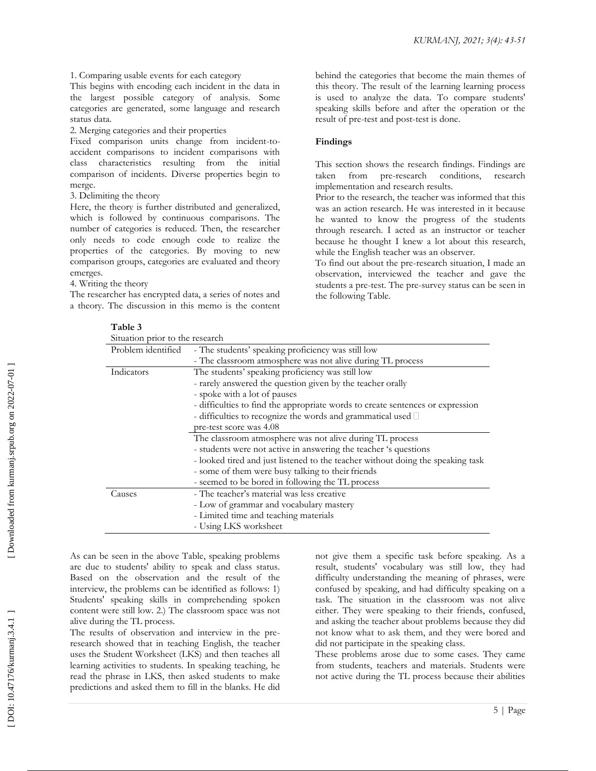1. Comparing usable events for each category

This begins with encoding each incident in the data in the largest possible category of analysis. Some categories are generated, some language and research status data.

2. Merging categories and their properties

Fixed comparison units change from incident-to-accident comparisons to incident comparisons with class characteristics resulting from the initial comparison of incidents. Diverse properties begin to merge.

3. Delimiting the theory

Here, the theory is further distributed and generalized, which is followed by continuous comparisons. The number of categories is reduced. Then, the researcher only needs to code enough code to realize the properties of the categories. By moving to new comparison groups, categories are evaluated and theory emerges.

4. Writing the theory

The researcher has encrypted data, a series of notes and a theory. The discussion in this memo is the content behind the categories that become the main themes of this theory. The result of the learning learning process is used to analyze the data. To compare students' speaking skills before and after the operation or the result of pre-test and post-test is done.

**Findings**

This section shows the research findings. Findings are taken from pre-research conditions, research implementation and research results.

Prior to the research, the teacher was informed that this was an action research. He was interested in it because he wanted to know the progress of the students through research. I acted as an instructor or teacher because he thought I knew a lot about this research, while the English teacher was an observer.

To find out about the pre-research situation, I made an observation, interviewed the teacher and gave the students a pre-test. The pre-survey status can be seen in the following Table.

**Table 3**

Situation prior to the research

| | |
|---|---|
| Problem identified | - The students' speaking proficiency was still low<br>- The classroom atmosphere was not alive during TL process |
| Indicators | The students' speaking proficiency was still low<br>- rarely answered the question given by the teacher orally<br>- spoke with a lot of pauses<br>- difficulties to find the appropriate words to create sentences or expression<br>- difficulties to recognize the words and grammatical used<br>pre-test score was 4.08 |
| | The classroom atmosphere was not alive during TL process<br>- students were not active in answering the teacher 's questions<br>- looked tired and just listened to the teacher without doing the speaking task<br>- some of them were busy talking to their friends<br>- seemed to be bored in following the TL process |
| Causes | - The teacher's material was less creative<br>- Low of grammar and vocabulary mastery<br>- Limited time and teaching materials<br>- Using LKS worksheet |

As can be seen in the above Table, speaking problems are due to students' ability to speak and class status. Based on the observation and the result of the interview, the problems can be identified as follows: 1) Students' speaking skills in comprehending spoken content were still low. 2.) The classroom space was not alive during the TL process.

The results of observation and interview in the pre-research showed that in teaching English, the teacher uses the Student Worksheet (LKS) and then teaches all learning activities to students. In speaking teaching, he read the phrase in LKS, then asked students to make predictions and asked them to fill in the blanks. He did not give them a specific task before speaking. As a result, students' vocabulary was still low, they had difficulty understanding the meaning of phrases, were confused by speaking, and had difficulty speaking on a task. The situation in the classroom was not alive either. They were speaking to their friends, confused, and asking the teacher about problems because they did not know what to ask them, and they were bored and did not participate in the speaking class.

These problems arose due to some cases. They came from students, teachers and materials. Students were not active during the TL process because their abilities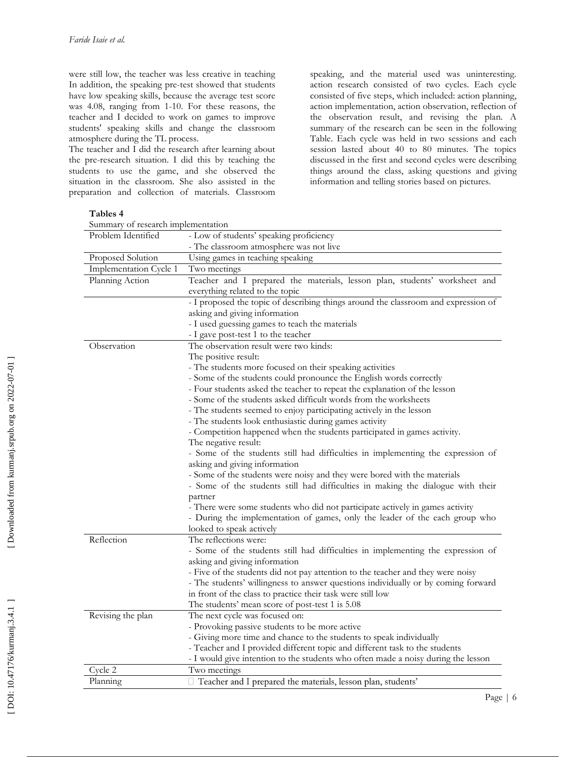were still low, the teacher was less creative in teaching In addition, the speaking pre-test showed that students have low speaking skills, because the average test score was 4.08, ranging from 1-10. For these reasons, the teacher and I decided to work on games to improve students' speaking skills and change the classroom atmosphere during the TL process.

The teacher and I did the research after learning about the pre-research situation. I did this by teaching the students to use the game, and she observed the situation in the classroom. She also assisted in the preparation and collection of materials. Classroom speaking, and the material used was uninteresting. action research consisted of two cycles. Each cycle consisted of five steps, which included: action planning, action implementation, action observation, reflection of the observation result, and revising the plan. A summary of the research can be seen in the following Table. Each cycle was held in two sessions and each session lasted about 40 to 80 minutes. The topics discussed in the first and second cycles were describing things around the class, asking questions and giving information and telling stories based on pictures.

**Tables 4**

Summary of research implementation

| | |
|---|---|
| Problem Identified | - Low of students' speaking proficiency<br>- The classroom atmosphere was not live |
| Proposed Solution | Using games in teaching speaking |
| Implementation Cycle 1 | Two meetings |
| Planning Action | Teacher and I prepared the materials, lesson plan, students' worksheet and everything related to the topic |
| | - I proposed the topic of describing things around the classroom and expression of asking and giving information<br>- I used guessing games to teach the materials<br>- I gave post-test 1 to the teacher |
| Observation | The observation result were two kinds:<br>The positive result:<br>- The students more focused on their speaking activities<br>- Some of the students could pronounce the English words correctly<br>- Four students asked the teacher to repeat the explanation of the lesson<br>- Some of the students asked difficult words from the worksheets<br>- The students seemed to enjoy participating actively in the lesson<br>- The students look enthusiastic during games activity<br>- Competition happened when the students participated in games activity.<br>The negative result:<br>- Some of the students still had difficulties in implementing the expression of asking and giving information<br>- Some of the students were noisy and they were bored with the materials<br>- Some of the students still had difficulties in making the dialogue with their partner<br>- There were some students who did not participate actively in games activity<br>- During the implementation of games, only the leader of the each group who looked to speak actively |
| Reflection | The reflections were:<br>- Some of the students still had difficulties in implementing the expression of asking and giving information<br>- Five of the students did not pay attention to the teacher and they were noisy<br>- The students' willingness to answer questions individually or by coming forward in front of the class to practice their task were still low<br>The students' mean score of post-test 1 is 5.08 |
| Revising the plan | The next cycle was focused on:<br>- Provoking passive students to be more active<br>- Giving more time and chance to the students to speak individually<br>- Teacher and I provided different topic and different task to the students<br>- I would give intention to the students who often made a noisy during the lesson |
| Cycle 2 | Two meetings |
| Planning | Teacher and I prepared the materials, lesson plan, students' |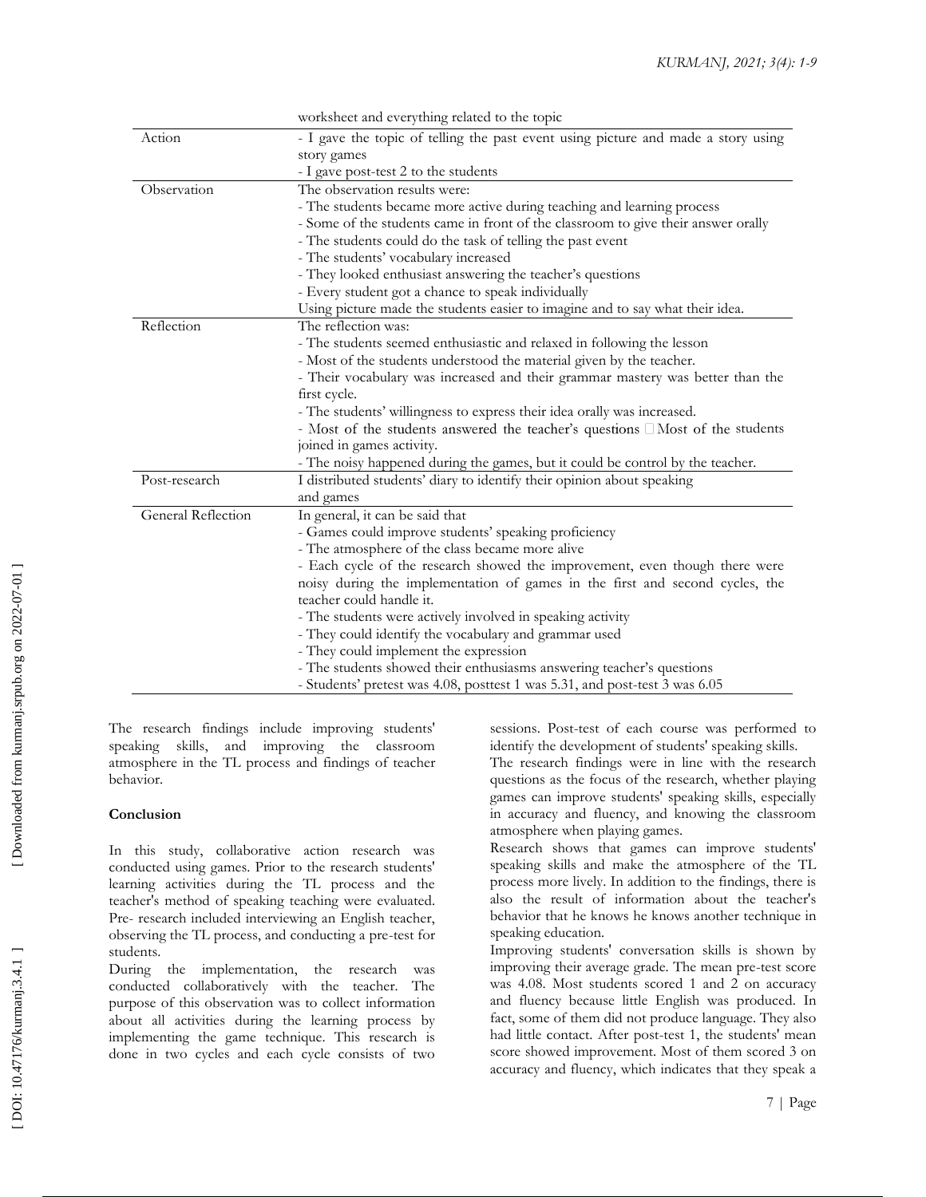| | |
|---|---|
| | worksheet and everything related to the topic |
| Action | - I gave the topic of telling the past event using picture and made a story using story games<br>- I gave post-test 2 to the students |
| Observation | The observation results were:<br>- The students became more active during teaching and learning process<br>- Some of the students came in front of the classroom to give their answer orally<br>- The students could do the task of telling the past event<br>- The students' vocabulary increased<br>- They looked enthusiast answering the teacher's questions<br>- Every student got a chance to speak individually<br>Using picture made the students easier to imagine and to say what their idea. |
| Reflection | The reflection was:<br>- The students seemed enthusiastic and relaxed in following the lesson<br>- Most of the students understood the material given by the teacher.<br>- Their vocabulary was increased and their grammar mastery was better than the first cycle.<br>- The students' willingness to express their idea orally was increased.<br>- Most of the students answered the teacher's questions  Most of the students joined in games activity.<br>- The noisy happened during the games, but it could be control by the teacher. |
| Post-research | I distributed students' diary to identify their opinion about speaking and games |
| General Reflection | In general, it can be said that<br>- Games could improve students' speaking proficiency<br>- The atmosphere of the class became more alive<br>- Each cycle of the research showed the improvement, even though there were noisy during the implementation of games in the first and second cycles, the teacher could handle it.<br>- The students were actively involved in speaking activity<br>- They could identify the vocabulary and grammar used<br>- They could implement the expression<br>- The students showed their enthusiasms answering teacher's questions<br>- Students' pretest was 4.08, posttest 1 was 5.31, and post-test 3 was 6.05 |

The research findings include improving students' speaking skills, and improving the classroom atmosphere in the TL process and findings of teacher behavior.

## Conclusion

In this study, collaborative action research was conducted using games. Prior to the research students' learning activities during the TL process and the teacher's method of speaking teaching were evaluated. Pre- research included interviewing an English teacher, observing the TL process, and conducting a pre-test for students.

During the implementation, the research was conducted collaboratively with the teacher. The purpose of this observation was to collect information about all activities during the learning process by implementing the game technique. This research is done in two cycles and each cycle consists of two sessions. Post-test of each course was performed to identify the development of students' speaking skills.

The research findings were in line with the research questions as the focus of the research, whether playing games can improve students' speaking skills, especially in accuracy and fluency, and knowing the classroom atmosphere when playing games.

Research shows that games can improve students' speaking skills and make the atmosphere of the TL process more lively. In addition to the findings, there is also the result of information about the teacher's behavior that he knows he knows another technique in speaking education.

Improving students' conversation skills is shown by improving their average grade. The mean pre-test score was 4.08. Most students scored 1 and 2 on accuracy and fluency because little English was produced. In fact, some of them did not produce language. They also had little contact. After post-test 1, the students' mean score showed improvement. Most of them scored 3 on accuracy and fluency, which indicates that they speak a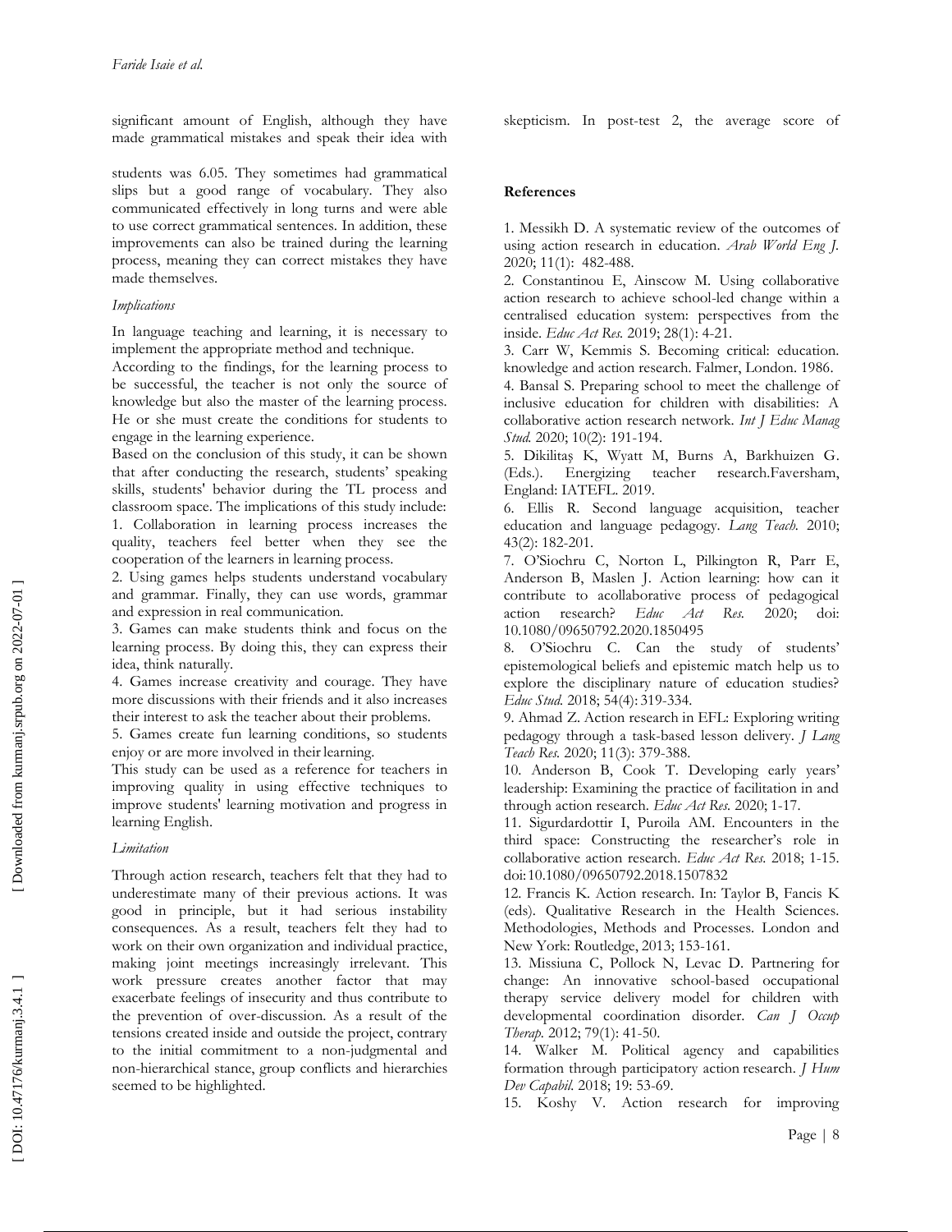significant amount of English, although they have made grammatical mistakes and speak their idea with skepticism. In post-test 2, the average score of students was 6.05. They sometimes had grammatical slips but a good range of vocabulary. They also communicated effectively in long turns and were able to use correct grammatical sentences. In addition, these improvements can also be trained during the learning process, meaning they can correct mistakes they have made themselves.

*Implications*

In language teaching and learning, it is necessary to implement the appropriate method and technique.

According to the findings, for the learning process to be successful, the teacher is not only the source of knowledge but also the master of the learning process. He or she must create the conditions for students to engage in the learning experience.

Based on the conclusion of this study, it can be shown that after conducting the research, students' speaking skills, students' behavior during the TL process and classroom space. The implications of this study include:

1. Collaboration in learning process increases the quality, teachers feel better when they see the cooperation of the learners in learning process.
2. Using games helps students understand vocabulary and grammar. Finally, they can use words, grammar and expression in real communication.
3. Games can make students think and focus on the learning process. By doing this, they can express their idea, think naturally.
4. Games increase creativity and courage. They have more discussions with their friends and it also increases their interest to ask the teacher about their problems.
5. Games create fun learning conditions, so students enjoy or are more involved in their learning.

This study can be used as a reference for teachers in improving quality in using effective techniques to improve students' learning motivation and progress in learning English.

*Limitation*

Through action research, teachers felt that they had to underestimate many of their previous actions. It was good in principle, but it had serious instability consequences. As a result, teachers felt they had to work on their own organization and individual practice, making joint meetings increasingly irrelevant. This work pressure creates another factor that may exacerbate feelings of insecurity and thus contribute to the prevention of over-discussion. As a result of the tensions created inside and outside the project, contrary to the initial commitment to a non-judgmental and non-hierarchical stance, group conflicts and hierarchies seemed to be highlighted.

**References**

1. Messikh D. A systematic review of the outcomes of using action research in education. *Arab World Eng J.* 2020; 11(1): 482-488.
2. Constantinou E, Ainscow M. Using collaborative action research to achieve school-led change within a centralised education system: perspectives from the inside. *Educ Act Res.* 2019; 28(1): 4-21.
3. Carr W, Kemmis S. Becoming critical: education. knowledge and action research. Falmer, London. 1986.
4. Bansal S. Preparing school to meet the challenge of inclusive education for children with disabilities: A collaborative action research network. *Int J Educ Manag Stud.* 2020; 10(2): 191-194.
5. Dikilitaş K, Wyatt M, Burns A, Barkhuizen G. (Eds.). Energizing teacher research.Faversham, England: IATEFL. 2019.
6. Ellis R. Second language acquisition, teacher education and language pedagogy. *Lang Teach.* 2010; 43(2): 182-201.
7. O'Siochru C, Norton L, Pilkington R, Parr E, Anderson B, Maslen J. Action learning: how can it contribute to acollaborative process of pedagogical action research? *Educ Act Res.* 2020; doi: 10.1080/09650792.2020.1850495
8. O'Siochru C. Can the study of students' epistemological beliefs and epistemic match help us to explore the disciplinary nature of education studies? *Educ Stud.* 2018; 54(4): 319-334.
9. Ahmad Z. Action research in EFL: Exploring writing pedagogy through a task-based lesson delivery. *J Lang Teach Res.* 2020; 11(3): 379-388.
10. Anderson B, Cook T. Developing early years' leadership: Examining the practice of facilitation in and through action research. *Educ Act Res.* 2020; 1-17.
11. Sigurdardottir I, Puroila AM. Encounters in the third space: Constructing the researcher's role in collaborative action research. *Educ Act Res.* 2018; 1-15. doi:10.1080/09650792.2018.1507832
12. Francis K. Action research. In: Taylor B, Fancis K (eds). Qualitative Research in the Health Sciences. Methodologies, Methods and Processes. London and New York: Routledge, 2013; 153-161.
13. Missiuna C, Pollock N, Levac D. Partnering for change: An innovative school-based occupational therapy service delivery model for children with developmental coordination disorder. *Can J Occup Therap.* 2012; 79(1): 41-50.
14. Walker M. Political agency and capabilities formation through participatory action research. *J Hum Dev Capabil.* 2018; 19: 53-69.
15. Koshy V. Action research for improving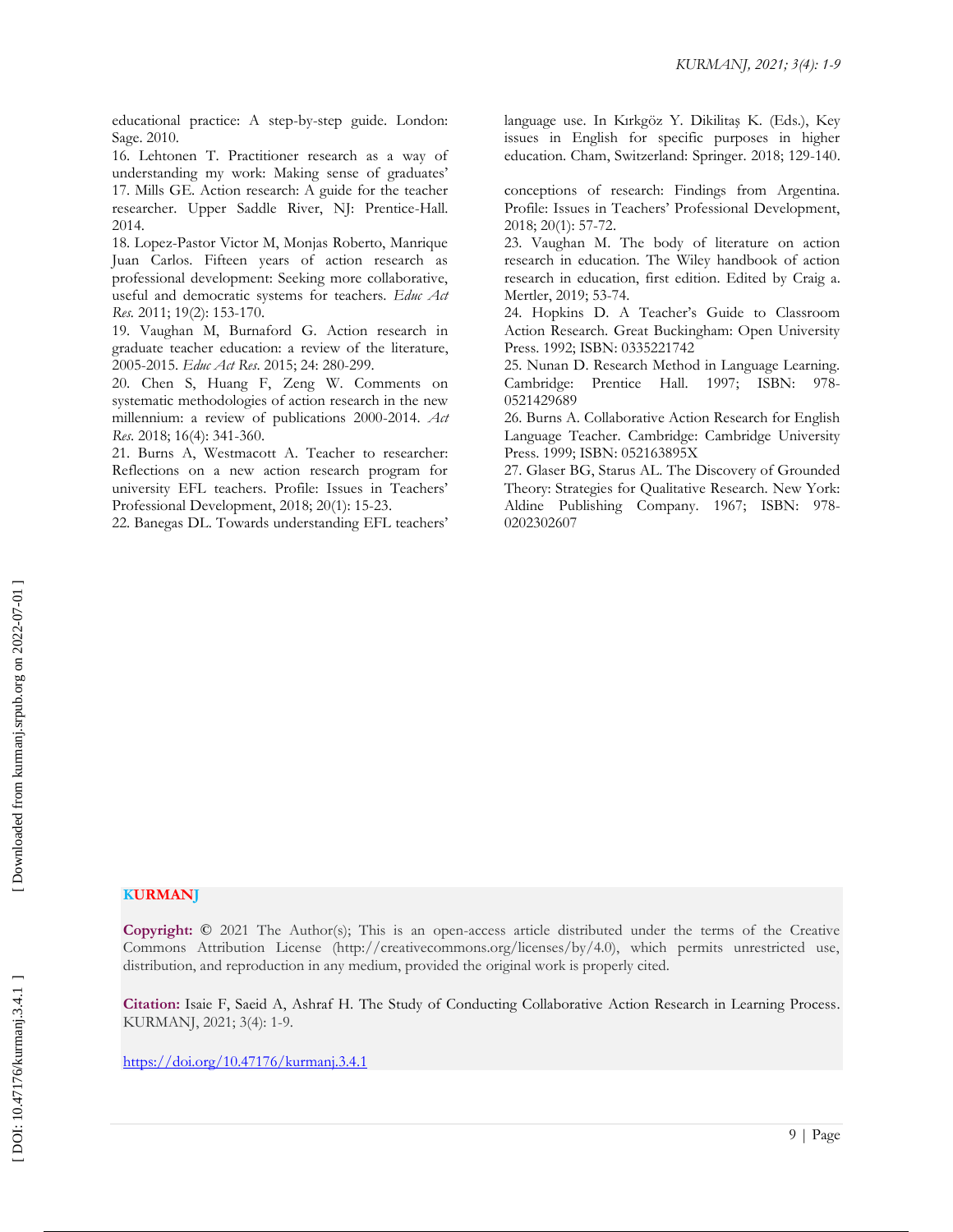educational practice: A step-by-step guide. London: Sage. 2010.

16. Lehtonen T. Practitioner research as a way of understanding my work: Making sense of graduates'

17. Mills GE. Action research: A guide for the teacher researcher. Upper Saddle River, NJ: Prentice-Hall. 2014.

18. Lopez-Pastor Victor M, Monjas Roberto, Manrique Juan Carlos. Fifteen years of action research as professional development: Seeking more collaborative, useful and democratic systems for teachers. *Educ Act Res*. 2011; 19(2): 153-170.

19. Vaughan M, Burnaford G. Action research in graduate teacher education: a review of the literature, 2005-2015. *Educ Act Res*. 2015; 24: 280-299.

20. Chen S, Huang F, Zeng W. Comments on systematic methodologies of action research in the new millennium: a review of publications 2000-2014. *Act Res*. 2018; 16(4): 341-360.

21. Burns A, Westmacott A. Teacher to researcher: Reflections on a new action research program for university EFL teachers. Profile: Issues in Teachers' Professional Development, 2018; 20(1): 15-23.

22. Banegas DL. Towards understanding EFL teachers' language use. In Kırkgöz Y. Dikilitaş K. (Eds.), Key issues in English for specific purposes in higher education. Cham, Switzerland: Springer. 2018; 129-140.

conceptions of research: Findings from Argentina. Profile: Issues in Teachers' Professional Development, 2018; 20(1): 57-72.

23. Vaughan M. The body of literature on action research in education. The Wiley handbook of action research in education, first edition. Edited by Craig a. Mertler, 2019; 53-74.

24. Hopkins D. A Teacher's Guide to Classroom Action Research. Great Buckingham: Open University Press. 1992; ISBN: 0335221742

25. Nunan D. Research Method in Language Learning. Cambridge: Prentice Hall. 1997; ISBN: 978-0521429689

26. Burns A. Collaborative Action Research for English Language Teacher. Cambridge: Cambridge University Press. 1999; ISBN: 052163895X

27. Glaser BG, Starus AL. The Discovery of Grounded Theory: Strategies for Qualitative Research. New York: Aldine Publishing Company. 1967; ISBN: 978-0202302607

**KURMANJ**

**Copyright:** © 2021 The Author(s); This is an open-access article distributed under the terms of the Creative Commons Attribution License (http://creativecommons.org/licenses/by/4.0), which permits unrestricted use, distribution, and reproduction in any medium, provided the original work is properly cited.

**Citation:** Isaie F, Saeid A, Ashraf H. The Study of Conducting Collaborative Action Research in Learning Process. KURMANJ, 2021; 3(4): 1-9.

https://doi.org/10.47176/kurmanj.3.4.1